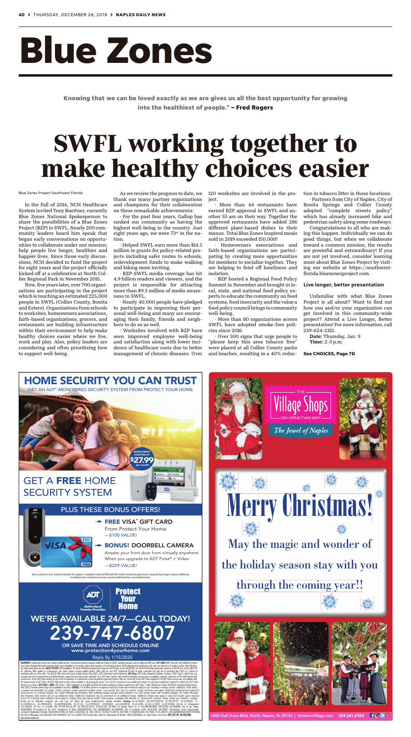# Blue Zones

**Knowing that we can be loved exactly as we are gives us all the best opportunity for growing into the healthiest of people." – Fred Rogers**

# SWFL working together to make healthy choices easier

Blue Zones Project Southwest Florida

In the Fall of 2014, NCH Healthcare System invited Tony Buettner, currently Blue Zones National Spokesperson to share the possibilities of a Blue Zones Project (BZP) in SWFL. Nearly 200 community leaders heard him speak that began early conversations on opportunities to collaborate under one mission; help people live longer, healthier and happier lives. Since those early discussions, NCH decided to fund the project for eight years and the project officially kicked off at a celebration at North Collier Regional Park in November 2015.

Now, five years later, over 700 organizations are participating in the project which is touching an estimated 225,000 people in SWFL (Collier County, Bonita and Estero). Organizations from schools to worksites, homeowners associations, faith-based organizations, grocers, and restaurants are building infrastructure within their environment to help make healthy choices easier where we live, work and play. Also, policy leaders are considering and often prioritizing how to support well-being.

As we review the progress to date, we thank our many partner organizations and champions for their collaboration on these remarkable achievements:

· For the past four years, Gallup has ranked our community as having the highest well-being in the country. Just eight years ago, we were 73rd in the nation.

· Helped SWFL earn more than $14.5 million in grants for policy-related projects including safer routes to schools, redevelopment funds to make walking and biking more inviting.

· BZP-SWFL media coverage has hit 4.9 billion readers and viewers, and the project is responsible for attracting more than $9.5 million of media awareness to SWFL.

· Nearly 40,000 people have pledged to participate in improving their personal well-being and many are encouraging their family, friends and neighbors to do so as well.

· Worksites involved with BZP have seen improved employee well-being and satisfaction along with lower incidence of healthcare costs due to better management of chronic diseases. Over 120 worksites are involved in the project.

· More than 44 restaurants have earned BZP approval in SWFL and another 55 are on their way. Together the approved restaurants have added 286 different plant-based dishes to their menus. Total Blue Zones Inspired meals sold in 2019 exceeded 150,000!

· Homeowners associations and faith-based organizations are participating by creating more opportunities for members to socialize together. They are helping to fend off loneliness and isolation.

· BZP hosted a Regional Food Policy Summit in November and brought in local, state, and national food policy experts to educate the community on food systems, food insecurity and the value a food policy council brings to community well-being.

· More than 80 organizations across SWFL have adopted smoke-free policies since 2016.

· Over 300 signs that urge people to "please keep this area tobacco free" were placed at all Collier County parks and beaches, resulting in a 40% reduction in tobacco litter in those locations.

· Partners from City of Naples, City of Bonita Springs and Collier County adopted "complete streets policy" which has already increased bike and pedestrian safety along some roadways.

Congratulations to all who are making this happen. Individually we can do good things, but when we collaborate toward a common mission, the results are powerful and extraordinary! If you are not yet involved, consider learning more about Blue Zones Project by visiting our website at https://southwestflorida.bluezonesproject.com.

### Live longer, better presentation

Unfamiliar with what Blue Zones Project is all about? Want to find out how you and/or your organization can get involved in this community-wide project? Attend a Live Longer, Better presentation! For more information, call 239-624-2312.

**Date:** Thursday, Jan. 9
**Time:** 2-3 p.m.

**See CHOICES, Page 7D**

## HOME SECURITY YOU CAN TRUST

GET AN ADT®-MONITORED SECURITY SYSTEM FROM PROTECT YOUR HOME

MONITORING STARTING AT $27.99 per month

GET A **FREE** HOME SECURITY SYSTEM

PLUS THESE BONUS OFFERS!

→ **FREE VISA® GIFT CARD**
From Protect Your Home
—$100 VALUE!

→ **BONUS! DOORBELL CAMERA**
Answer your front door from virtually anywhere. When you upgrade to ADT Pulse® + Video
—$229 VALUE!

New customers only. Early termination fee applies. Installation starts at $99 with 36 month monitoring agreement. Upgraded packages require additional installation fees. Equipment shown requires additional fees. See details below.

ADT Authorized Premier Provider — Protect Your Home

WE'RE AVAILABLE 24/7—CALL TODAY!
**239-747-6807**
OR SAVE TIME AND SCHEDULE ONLINE
www.protection4yourhome.com
Reply By 1/15/2020

The Village Shops ON VENETIAN BAY — *The Jewel of Naples*

**Merry Christmas!**

May the magic and wonder of the holiday season stay with you through the coming year!!

4200 Gulf Shore Blvd. North, Naples, FL 34103 | VenetianVillage.com 239.261.6100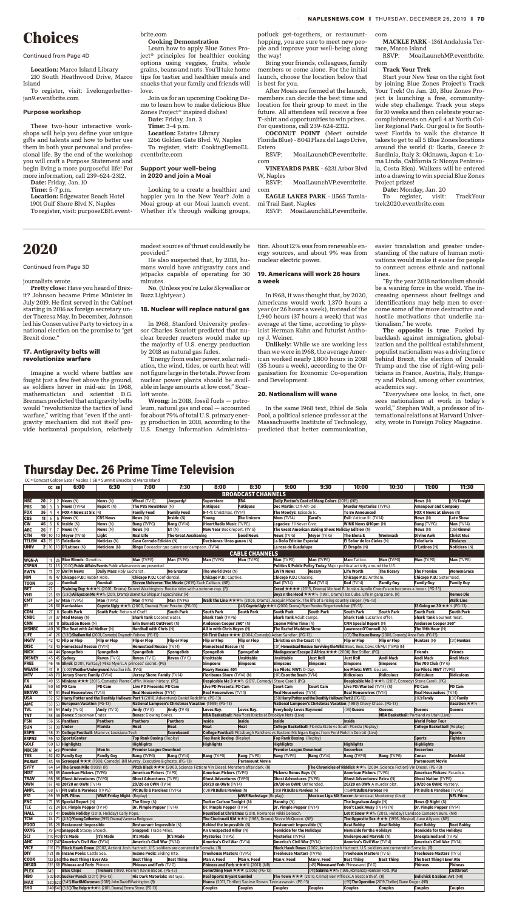# Choices

Continued from Page 4D

**Location:** Marco Island Library

210 South Heathwood Drive, Marco Island

To register, visit: livelongerbetter-jan9.eventbrite.com

### Purpose workshop

These two-hour interactive workshops will help you define your unique gifts and talents and how to better use them in both your personal and professional life. By the end of the workshop you will craft a Purpose Statement and begin living a more purposeful life! For more information, call 239-624-2312.

**Date:** Friday, Jan. 10

**Time:** 5-7 p.m.

**Location:** Edgewater Beach Hotel 1901 Gulf Shore Blvd N, Naples

To register, visit: purposeEBH.eventbrite.com

### Cooking Demonstration

Learn how to apply Blue Zones Project® principles for healthier cooking options using veggies, fruits, whole grains, beans and nuts. You'll take home tips for tastier and healthier meals and snacks that your family and friends will love.

Join us for an upcoming Cooking Demo to learn how to make delicious Blue Zones Project® inspired dishes!

**Date:** Friday, Jan. 3

**Time:** 3-4 p.m.

**Location:** Estates Library

1266 Golden Gate Blvd. W, Naples

To register, visit: CookingDemoEL.eventbrite.com

### Support your well-being in 2020 and join a Moai

Looking to a create a healthier and happier you in the New Year? Join a Moai group at our Moai launch event. Whether it's through walking groups, potluck get-togethers, or restaurant-hopping, you are sure to meet new people and improve your well-being along the way!

Bring your friends, colleagues, family members or come alone. For the initial launch, choose the location below that is best for you.

After Moais are formed at the launch, members can decide the best time and location for their group to meet in the future. All attendees will receive a free T-shirt and opportunities to win prizes.. For questions, call 239-624-2312.

**COCONUT POINT** (Meet outside Florida Blue) - 8041 Plaza del Lago Drive, Estero

RSVP: MoaiLaunchCP.eventbrite.com

**VINEYARDS PARK** - 6231 Arbor Blvd W, Naples

RSVP: MoaiLaunchVP.eventbrite.com

**EAGLE LAKES PARK** - 11565 Tamiami Trail East, Naples

RSVP: MoaiLaunchELP.eventbrite.com

**MACKLE PARK** - 1361 Andalusia Terrace, Marco Island

RSVP: MoaiLaunchMP.eventbrite.com

### Track Your Trek

Start your New Year on the right foot by joining Blue Zones Project's Track Your Trek! On Jan. 20, Blue Zones Project is launching a free, community-wide step challenge. Track your steps for 10 weeks and then celebrate your accomplishments on April 4 at North Collier Regional Park. Our goal is for Southwest Florida to walk the distance it takes to get to all 5 Blue Zones locations around the world (1: Ikaria, Greece 2: Sardinia, Italy 3: Okinawa, Japan 4: Loma Linda, California 5: Nicoya Peninsula, Costa Rica). Walkers will be entered into a drawing to win special Blue Zones Project prizes!

**Date:** Monday, Jan. 20

To register, visit: TrackYourtrek2020.eventbrite.com

# 2020

Continued from Page 3D

journalists wrote.

**Pretty close:** Have you heard of Brexit? Johnson became Prime Minister in July 2019. He first served in the Cabinet starting in 2016 as foreign secretary under Theresa May. In December, Johnson led his Conservative Party to victory in a national election on the promise to "get Brexit done."

### 17. Antigravity belts will revolutionize warfare

Imagine a world where battles are fought just a few feet above the ground, as soldiers hover in mid-air. In 1968, mathematician and scientist D.G. Brennan predicted that antigravity belts would "revolutionize the tactics of land warfare," writing that "even if the antigravity mechanism did not itself provide horizontal propulsion, relatively modest sources of thrust could easily be provided."

He also suspected that, by 2018, humans would have antigravity cars and jetpacks capable of operating for 30 minutes.

**No.** (Unless you're Luke Skywalker or Buzz Lightyear.)

### 18. Nuclear will replace natural gas

In 1968, Stanford University professor Charles Scarlott predicted that nuclear breeder reactors would make up the majority of U.S. energy production by 2018 as natural gas fades.

"Energy from water power, solar radiation, the wind, tides, or earth heat will not figure large in the totals. Power from nuclear power plants should be available in large amounts at low cost," Scarlott wrote.

**Wrong:** In 2018, fossil fuels — petroleum, natural gas and coal — accounted for about 79% of total U.S. primary energy production in 2018, according to the U.S. Energy Information Administration. About 12% was from renewable energy sources, and about 9% was from nuclear electric power.

### 19. Americans will work 26 hours a week

In 1968, it was thought that, by 2020, Americans would work 1,370 hours a year (or 26 hours a week), instead of the 1,940 hours (37 hours a week) that was average at the time, according to physicist Herman Kahn and futurist Anthony J. Weiner.

**Unlikely:** While we are working less than we were in 1968, the average American worked nearly 1,800 hours in 2018 (35 hours a week), according to the Organisation for Economic Co-operation and Development.

### 20. Nationalism will wane

In the same 1968 text, Ithiel de Sola Pool, a political science professor at the Massachusetts Institute of Technology, predicted that better communication, easier translation and greater understanding of the nature of human motivations would make it easier for people to connect across ethnic and national lines.

"By the year 2018 nationalism should be a waning force in the world. The increasing openness about feelings and identifications may help men to overcome some of the more destructive and hostile motivations that underlie nationalism," he wrote.

**The opposite is true**. Fueled by backlash against immigration, globalization and the political establishment, populist nationalism was a driving force behind Brexit, the election of Donald Trump and the rise of right-wing politicians in France, Austria, Italy, Hungary and Poland, among other countries, academics say.

"Everywhere one looks, in fact, one sees nationalism at work in today's world," Stephen Walt, a professor of international relations at Harvard University, wrote in Foreign Policy Magazine.

# Thursday Dec. 26 Prime Time Television

CC = Comcast Golden Gate/ Naples | SB = Summit Broadband Marco Island

| | CC | SB | 6:00 | 6:30 | 7:00 | 7:30 | 8:00 | 8:30 | 9:00 | 9:30 | 10:00 | 10:30 | 11:00 | 11:30 |
|---|---|---|---|---|---|---|---|---|---|---|---|---|---|---|
| **BROADCAST CHANNELS** | | | | | | | | | | | | | | |
| NBC | 20 | 2 | News (N) | News (N) | Wheel (TV G) | Jeopardy! | Superstore | TBA | Dolly Parton's Coat of Many Colors (2015) (NR) | | | | News (N) | (:35) Tonight |
| PBS | 30 | 3 | News (TVPG) | Report (N) | The PBS NewsHour (N) | | Antiques | Antiques | Doc Martin: Ctrl-Alt-Del. | | Murder Mysteries (TVPG) | | Amanpour and Company | |
| FOX | 36 | 4 | FOX 4 News at Six (N) | | Family Feud | Family Feud | 9-1-1: Christmas. (TV14) | | The Moodys: Episode 5. | | To Be Announced | | FOX 4 News at Eleven (N) | |
| CBS | 11 | 5 | News (N) | CBS News | News (N) | Inside (N) | Young | The Unicorn | Mom (TV14) | Carol's | Evil: Vatican III. (TV14) | | News (N) | Late Show |
| CW | 46 | 6 | Inside (N) | News (N) | Bang (TVPG) | Bang (TV14) | iHeartRadio Music (TVPG) | | Legacies: I'll Never Give. | | WINK News @10pm (N) | | Bang (TVPG) | Mom (TV14) |
| ABC | 26 | 7 | News (N) | News (N) | News (N) | ET (N) | New Year Rock report. (TV G) | | The Great American Baking Show: Holiday Edition (N) | | News (N) | | | (:35) Kimmel |
| CTN | 49 | 10 | Meyer (TV G) | Light | Real Life | The Great Awakening | | Good News | News (TV G) | Meyer (TV G) | The Elena & | Wommack | Divine Awk | Christ Mus |
| TELEM | 43 | 15 | Telediario | Noticias (N) | Caso Cerrado Edición (N) | | Decisiones: Unos ganan (N) | | La Doña Edición Especial | | El Señor de los Cielos (N) | | Telediario | Titulares |
| UNIV | 2 | 16 | D'Latinos (N) | Noticiero (N) | Ringo Boxeador que quiere ser campeón. (TV14) | | | | La rosa de Guadalupe | | El Dragón (N) | | D'Latinos (N) | Noticiero (N) |
| **CABLE CHANNELS** | | | | | | | | | | | | | | |
| WGN-A | 11 | 25 | Blue Bloods: Genetics. | | Man (TVPG) | Man (TVPG) | Man (TVPG) | Man (TVPG) | Man (TVPG) | Man (TVPG) | Man: Tattoo. | Man (TVPG) | Man (TVPG) | Man (TVPG) |
| CSPAN | 12 | 16 | (10:00) Public Affairs Events Public affairs events are presented. | | | | | | Politics & Public Policy Today Major political activity around the U.S. | | | | | |
| EWTN | 17 | 27 | EWTN News | Daily Mass Holy Eucharist. | | No Greater | The World Over (N) | | EWTN News | Rosary | Life Worth | The Rosary | The Promise | WomenGrace |
| ION | 18 | 47 | Chicago P.D.: Rabbit Hole. | | Chicago P.D.: Confidential. | | Chicago P.D.: Captive. | | Chicago P.D.: Chasing. | | Chicago P.D.: Anthem. | | Chicago P.D.: Sisterhood. | |
| TOON | 20 | - | Gumball | Gumball | Steven Universe: The Movie (2019) Zach Callison. (NR) | | | | Dad (TV14) | Dad (TV14) | Dad (TV14) | Family Guy | Family Guy | Family Guy |
| BET | 22 | - | Training Day ★★★½ (2001, Drama) Denzel Washington. Rookie rides with a veteran cop. (R) | | | | | | Creed ★★★★ (2015, Drama) Michael B. Jordan. Apollo Creed's son becomes a boxer. (PG-13) | | | | | |
| VH1 | 23 | 69 | (5:30) All Eyez on Me ★★½ (2017, Drama) Demetrius Shipp Jr. Tupac Shakur. (R) | | | | | | Boyz n the Hood ★★★½ (1991, Drama) Ice Cube. Life in gang zone. (R) | | | | | Romeo Die |
| CMT | 24 | 67 | Man (TVPG) | Man (TVPG) | Man (TVPG) | Man (TVPG) | Walk the Line ★★★½ (2005, Drama) Joaquin Phoenix. The life of a rising country singer. (PG-13) | | | | | | | Walk Line |
| E! | 26 | 60 | Kardashian | Coyote Ugly ★★½ (2000, Drama) Piper Perabo. (PG-13) | | | | (:45) Coyote Ugly ★★½ (2000, Drama) Piper Perabo. Singer tends bar. (PG-13) | | | | | 13 Going on 30 ★★½ (PG-13) | |
| COM | 27 | 8 | South Park | South Park: Return of Chef!. | | South Park | South Park | South Park | South Park | South Park | South Park | South Park | South Park | South Park |
| CNBC | 37 | 37 | Mad Money (N) | | Shark Tank Coconut water. | | Shark Tank (TVPG) | | Shark Tank Adult camps. | | Shark Tank Lucrative offer. | | Shark Tank Gourmet meat. | |
| CNN | 38 | 11 | Situation Room (N) | | Erin Burnett OutFront (N) | | Anderson Cooper 360° (N) | | Cuomo Prime Time (N) | | CNN Special Report (N) | | Anderson Cooper 360° | |
| MSNBC | 40 | 36 | The Beat with Ari Melber (N) | | Hardball with Chris (N) | | All in with Chris Hayes (N) | | The Rachel Maddow Show | | Lawrence O'Donnell (N) | | The 11th Hour (N) | |
| LIFE | 41 | 26 | (5:30) Shallow Hal (2001, Comedy) Gwyneth Paltrow. (PG-13) | | | | 50 First Dates ★★★ (2004, Comedy) Adam Sandler. (PG-13) | | | | (:03) The House Bunny (2008, Comedy) Anna Faris. (PG-13) | | | |
| HGTV | 42 | 42 | Flip or Flop | Flip or Flop | Flip or Flop | Flip or Flop | Flip or Flop | Flip or Flop | Christina on the Coast (N) | | Flip or Flop | Flip or Flop | Hunters (N) | (:31) Hunters |
| DISC | 43 | 43 | Homestead Rescue (TV14) | | Homestead Rescue (TV14) | | Homestead Rescue (N) | | (:01) Homestead Rescue: Surviving the Wild: Bears, Bees, Cows, Oh My!. (TVPG) (N) | | | | | |
| NICK | 44 | 44 | SpongeBob | SpongeBob | SpongeBob | SpongeBob | SpongeBob | SpongeBob | Madagascar: Escape 2 Africa ★★★ (2008) Ben Stiller. (PG) | | | | Friends | Friends |
| DISNEY | 45 | 45 | Sydney | Raven (TV G) | Raven (TV G) | Raven (TV G) | Unsittable | Unsittable | Unsittable | Just Roll | Just Roll | Andi Mack | Andi Mack | Andi Mack |
| FREE | 46 | 46 | Shrek (2001, Fantasy) Mike Myers. A princess' secret. (PG) | | | | Simpsons | Simpsons | Simpsons | Simpsons | Simpsons | Simpsons | The 700 Club (TV G) | |
| WEATH | 47 | 9 | (5:00) Weather Underground Weather info. (TV G) | | | | Heavy Rescue: 401 | | Ice Pilots: NWT: D-Day. | | Ice Pilots: NWT: Ice Jam. | | Ice Pilots: NWT (TVPG) | |
| MTV | 48 | 70 | Jersey Shore: Family (TV14) | | Jersey Shore: Family (TV14) | | Floribama Shore (TV14) (N) | | (:01) Ex on the Beach (TV14) | | Ridiculous | Ridiculous | Ridiculous | Ridiculous |
| FX | 49 | 55 | Minions ★★★ (2015, Comedy) Pierre Coffin. Minion history. (PG) | | | | Despicable Me 3 ★★½ (2017, Comedy) Steve Carell. (PG) | | | | Despicable Me 3 ★★½ (2017, Comedy) Steve Carell. (PG) | | | |
| A&E | 50 | 50 | PD Cam | PD Cam | Live PD Presents: PD Cam | | Live PD Presents: PD Cam | | Court Cam | Court Cam | Live PD: Wanted (TV14) (N) | | PD Cam | PD Cam |
| BRAVO | 51 | 51 | Real Housewives (TV14) | | Real Housewives (TV14) | | Real Housewives (TV14) | | Real Housewives (TV14) | | Real Housewives (TV14) | | Real Housewives (TV14) | |
| USA | 52 | 52 | Harry Potter and the Deathly Hallows: Part 1 (2010, Adventure) Daniel Radcliffe. (PG-13) | | | | | | (:58) Harry Potter and the Deathly Hallows: Part 2 (PG-13) | | | | (:02) Family | (:31) Family |
| AMC | 53 | 53 | European Vacation (PG-13) | | National Lampoon's Christmas Vacation (1989) (PG-13) | | | | National Lampoon's Christmas Vacation (1989) Chevy Chase. (PG-13) | | | | | Vacation ★★½ |
| TVL | 54 | 54 | Andy (TV G) | Andy (TV G) | Andy (TV G) | Andy (TV G) | Loves Ray. | Loves Ray. | Everybody Loves Raymond | | (:55) Queens | Queens | Queens | Queens |
| TNT | 55 | 49 | Bones: Spaceman Crater. | | Bones: Glowing Bones. | | NBA Basketball: New York Knicks at Brooklyn Nets (Live) | | | | | NBA Basketball: Portland vs Utah (Live) | | |
| FSN | 56 | 56 | Panthers | Panthers | Panthers | Panthers | Inside | Inside | Inside | | Inside | | World Poker Tour | |
| SUN | 57 | 30 | Under | Florida | Heat | Heat | Heat | Heat | College Basketball: Florida State vs South Florida (Replay) | | | | College Basketball (Replay) | |
| ESPN | 58 | 31 | College Football: Miami vs Louisiana Tech | | | Scoreboard | College Football: Pittsburgh Panthers vs Eastern Michigan Eagles from Ford Field in Detroit (Live) | | | | | | | Sports |
| ESPN2 | 59 | 32 | SportsCenter | | Top Rank Boxing (Replay) | | Top Rank Boxing (Replay) | | Top Rank Boxing (Replay) | | | | Sports | Fighters |
| GOLF | 60 | 63 | Highlights | | Highlights | | Highlights | | Highlights | | Highlights | | Highlights | |
| NBCSN | 61 | 491 | Premier | Men In | Premier League Download | | | | Premier League Download | | Soccerbox | | Soccerbox | |
| FS1 | 69 | 39 | NFL Films | WWE Friday Night (Replay) | | | | WWE Backstage (Replay) | | Mexican Liga MX Soccer: América at Monterrey (Live) | | | | NFL Films |
| FNC | 71 | 35 | Special Report (N) | | The Story (N) | | Tucker Carlson Tonight (N) | | Hannity (N) | | The Ingraham Angle (N) | | News @ Night (N) | |
| TBS | 62 | 62 | Family Guy | Family Guy | Bang (TVPG) | Bang (TV14) | Bang (TVPG) | Bang (TVPG) | Bang (TVPG) | Bang (TV14) | Bang (TVPG) | Bang (TVPG) | Conan | Seinfeld |
| PARMT | 63 | 59 | Scrooged ★★★ (1988, Comedy) Bill Murray. Executive & ghosts. (PG-13) | | | | | Paramount Movie | | | | | Paramount Movie | |
| SYFY | 64 | 64 | The Green Mile (1999) (R) | | Pitch Black ★★★ (2000, Science Fiction) Vin Diesel. Monsters after dark. (R) | | | | | The Chronicles of Riddick ★★½ (2004, Science Fiction) Vin Diesel. (PG-13) | | | | |
| HIST | 65 | 65 | American Pickers (TVPG) | | American Pickers (TVPG) | | American Pickers (TVPG) | | Pickers: Bonus Buys (N) | | American Pickers (TVPG) | | American Pickers: Paradise. | |
| TRAV | 66 | 66 | Ghost Adventures (TVPG) | | Ghost Adventures (TVPG) | | Ghost Adventures (TVPG) | | Ghost Adventures (TVPG) | | Ghost Adventures: Extra (N) | | Ghost Nation (TVPG) | |
| OWN | 67 | 48 | 20/20 on OWN (TV14) | | 20/20 on OWN (TV14) | | 20/20 on OWN (TV14) | | 20/20 on OWN: Unfriended. | | 20/20 on OWN A murder plot. | | 20/20 on OWN: Mystery. | |
| ANPL | 68 | 61 | Pit Bulls & Parolees (TVPG) | | Pit Bulls & Parolees (TVPG) | | (:01) Pit Bulls & Parolees (N) | | (:01) Pit Bulls & Parolees (N) | | (:15) Pit Bulls & Parolees (N) | | Pit Bulls & Parolees (TVPG) | |
| TLC | 72 | 34 | Dr. Pimple Popper (TV14) | | Dr. Pimple Popper (TV14) | | Dr. Pimple Popper (TV14) | | Dr. Pimple Popper (TV14) | | Don't Look Away (TV14) (N) | | Dr. Pimple Popper (TV14) | |
| HALL | 73 | 41 | Double Holiday (2019, Holiday) Carly Pope. | | | | Reunited at Christmas (2018, Romance) Nikki DeLoach. | | | | Let It Snow ★★½ (2013, Holiday) Candace Cameron Bure. (NR) | | | |
| TCM | 74 | 71 | (4:30) Young Catherine (1991, Drama) Vanessa Redgrave. | | | | The Cincinnati Kid ★★½ (1965, Drama) Steve McQueen. (NR) | | | | The Opposite Sex ★★★ (1956, Musical) June Allyson. (NR) | | | |
| FOOD | 76 | 28 | Restaurant: Impossible | | Restaurant: Impossible (N) | | Behind the Impossible (N) | | Restaurant: Impossible (N) | | Beat Bobby | Beat Bobby | Beat Bobby | Beat Bobby |
| OXYG | 79 | 240 | Snapped: Stacey Shoeck. | | Snapped: Tracie Miles. | | An Unexpected Killer (N) | | Homicide for the Holidays | | Homicide for the Holidays | | Homicide for the Holidays | |
| SCI | 110 | 401 | It's Made | It's Made | It's Made | It's Made | Mysteries (TVPG) | | Mysteries (TVPG) | | Underground Marvels (N) | | Unexplained and (TVPG) | |
| AHC | 112 | 247 | America's Civil War (TV14) | | America's Civil War (TV14) | | America's Civil War (TV14) | | America's Civil War (TV14) | | America's Civil War (TV14) | | America's Civil War (TV14) | |
| VICE | 116 | 79 | Black Hawk Down (2002, Action) Josh Hartnett. U.S. soldiers are cornered in Somalia. (R) | | | | | | Black Hawk Down (2002, Action) Josh Hartnett. U.S. soldiers are cornered in Somalia. (R) | | | | | |
| DIY | 121 | 86 | Insane Pools: Castle Sea. | | Insane Pools: Sliding Into. | | Treehouse Masters (TVPG) | | Treehouse Masters (TVPG) | | Treehouse Masters (TV G) | | Treehouse Masters (TV G) | |
| COOK | 122 | 250 | The Best Thing I Ever Ate | | Best Thing | Best Thing | Man v. Food | Man v. Food | Man v. Food | Man v. Food | Best Thing | Best Thing | The Best Thing I Ever Ate | |
| DISXD | 135 | 68 | Phineas and Ferb: Phineas. | | Phineas and Ferb (TV G) | | Phineas and Ferb ★★★½ (2011) (NR) | | | (:45) Phineas and Ferb: Phineas and (TV G) | | | Phineas | Phineas |
| PLEX | 149 | - | Blue Chips | Tremors (1990, Horror) Kevin Bacon. (PG-13) | | | Something New ★★★ (2006) (PG-13) | | | (:41) Sabrina ★★½ (1995, Romance) Harrison Ford. (PG) | | | | Cutthroat |
| HBO | 302 | 600 | Sucker Punch (2011) (PG-13) | | His Dark Materials: Betrayal. | | Real Sports Bryant Gumbel | | The Town ★★★ (2010, Crime) Ben Affleck. A Boston thief. (R) | | | | Belichick & Saban: Art (NR) | |
| MAX | 320 | 620 | (5:45) BlacKkKlansman (2018) John David Washington. (R) | | | | Hanna (2011, Thriller) Saoirse Ronan. Teen assassin. (PG-13) | | | | (:55) The Operative (2019, Thriller) Diane Kruger. (NR) | | | |
| SHO | 340 | 640 | (5:30) The Help ★★★½ (2011, Drama) Emma Stone. (PG-13) | | | | Couples | Couples | Couples | Couples | Couples | Couples | Couples | Couples |